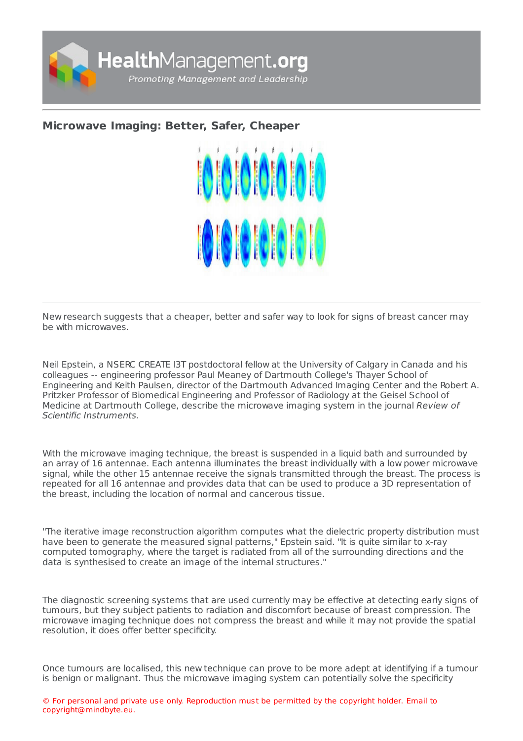## Microwave Imaging: Better, Safer, Cheaper

New research suggests that a cheaper, better and safer way to look for signs of breast cancer may be with microwaves.

Neil Epstein, a NSERC CREATE I3T postdoctoral fellow at the University of Calgary in Canada and his colleagues -- engineering professor Paul Meaney of Dartmouth College's Thayer School of Engineering and Keith Paulsen, director of the Dartmouth Advanced Imaging Center and the Robert A. Pritzker Professor of Biomedical Engineering and Professor of Radiology at the Geisel School of Medicine at Dartmouth College, describe the microwave imaging system in the journal *Review of Scientific Instruments.*

With the microwave imaging technique, the breast is suspended in a liquid bath and surrounded by an array of 16 antennae. Each antenna illuminates the breast individually with a low power microwave signal, while the other 15 antennae receive the signals transmitted through the breast. The process is repeated for all 16 antennae and provides data that can be used to produce a 3D representation of the breast, including the location of normal and cancerous tissue.

"The iterative image reconstruction algorithm computes what the dielectric property distribution must have been to generate the measured signal patterns," Epstein said. "It is quite similar to x-ray computed tomography, where the target is radiated from all of the surrounding directions and the data is synthesised to create an image of the internal structures."

The diagnostic screening systems that are used currently may be effective at detecting early signs of tumours, but they subject patients to radiation and discomfort because of breast compression. The microwave imaging technique does not compress the breast and while it may not provide the spatial resolution, it does offer better specificity.

Once tumours are localised, this new technique can prove to be more adept at identifying if a tumour is benign or malignant. Thus the microwave imaging system can potentially solve the specificity

© For personal and private use only. Reproduction must be permitted by the copyright holder. Email to copyright@mindbyte.eu.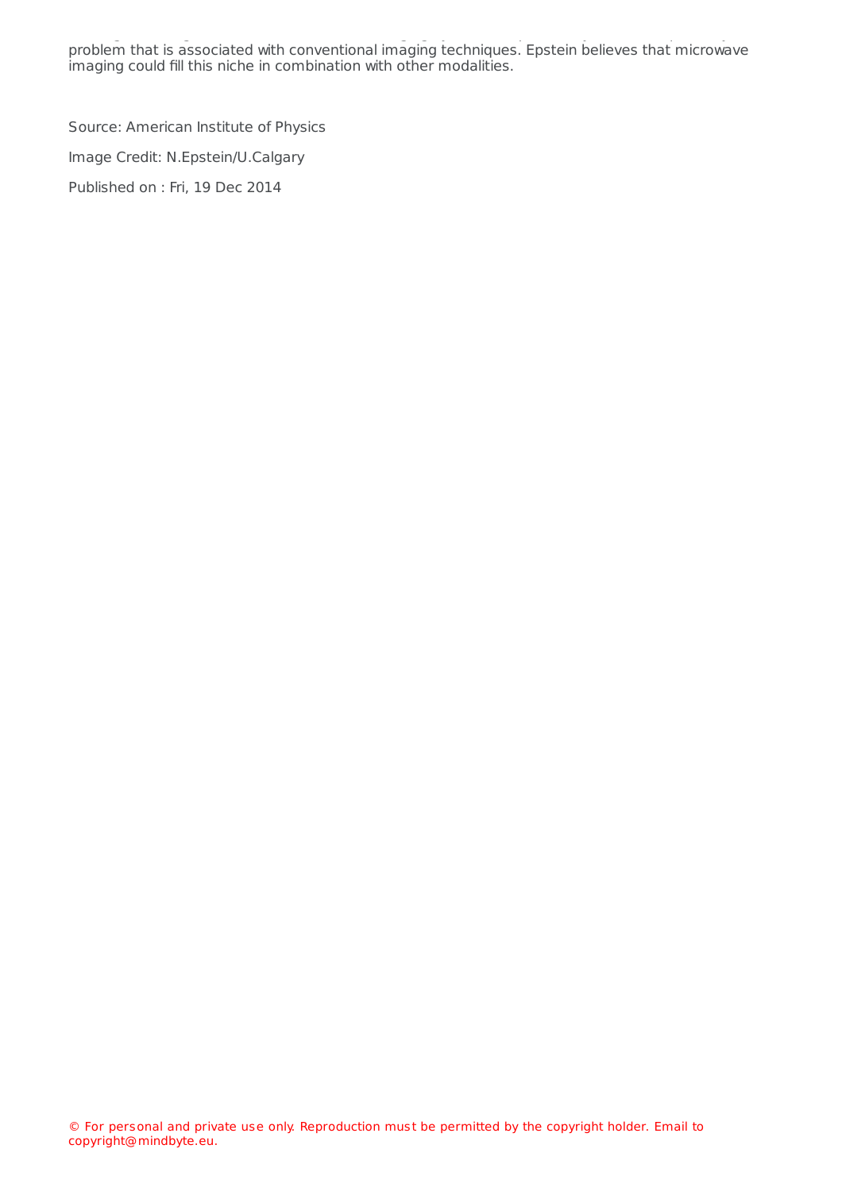problem that is associated with conventional imaging techniques. Epstein believes that microwave imaging could fill this niche in combination with other modalities.

Source: American Institute of Physics

Image Credit: N.Epstein/U.Calgary

Published on : Fri, 19 Dec 2014

© For personal and private use only. Reproduction must be permitted by the copyright holder. Email to copyright@mindbyte.eu.